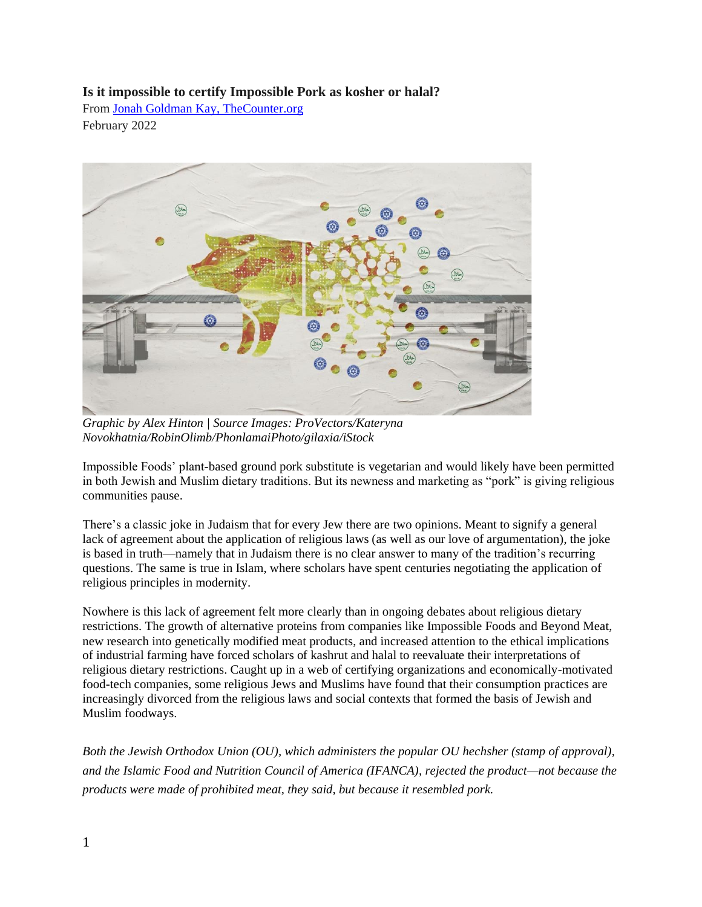**Is it impossible to certify Impossible Pork as kosher or halal?**

From [Jonah Goldman Kay, TheCounter.org](#)

February 2022

*Graphic by Alex Hinton | Source Images: ProVectors/Kateryna Novokhatnia/RobinOlimb/PhonlamaiPhoto/gilaxia/iStock*

Impossible Foods' plant-based ground pork substitute is vegetarian and would likely have been permitted in both Jewish and Muslim dietary traditions. But its newness and marketing as "pork" is giving religious communities pause.

There's a classic joke in Judaism that for every Jew there are two opinions. Meant to signify a general lack of agreement about the application of religious laws (as well as our love of argumentation), the joke is based in truth—namely that in Judaism there is no clear answer to many of the tradition's recurring questions. The same is true in Islam, where scholars have spent centuries negotiating the application of religious principles in modernity.

Nowhere is this lack of agreement felt more clearly than in ongoing debates about religious dietary restrictions. The growth of alternative proteins from companies like Impossible Foods and Beyond Meat, new research into genetically modified meat products, and increased attention to the ethical implications of industrial farming have forced scholars of kashrut and halal to reevaluate their interpretations of religious dietary restrictions. Caught up in a web of certifying organizations and economically-motivated food-tech companies, some religious Jews and Muslims have found that their consumption practices are increasingly divorced from the religious laws and social contexts that formed the basis of Jewish and Muslim foodways.

*Both the Jewish Orthodox Union (OU), which administers the popular OU hechsher (stamp of approval), and the Islamic Food and Nutrition Council of America (IFANCA), rejected the product—not because the products were made of prohibited meat, they said, but because it resembled pork.*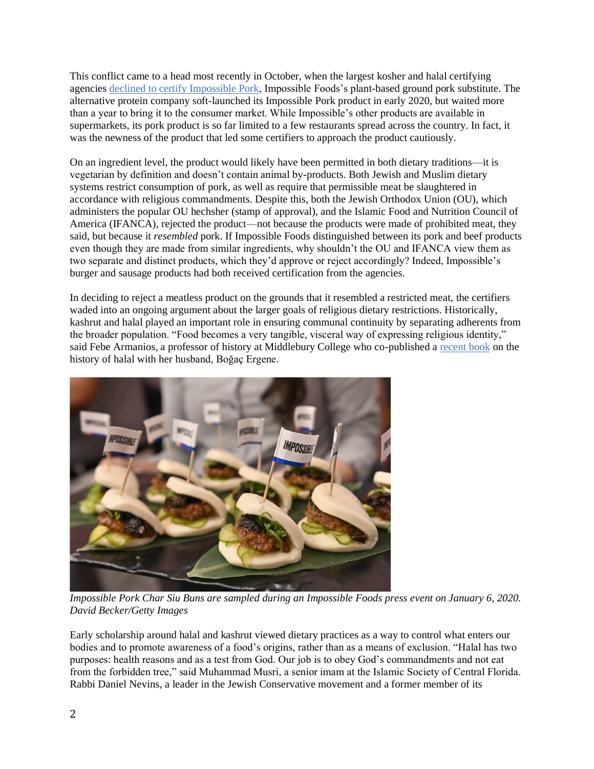This conflict came to a head most recently in October, when the largest kosher and halal certifying agencies declined to certify Impossible Pork, Impossible Foods's plant-based ground pork substitute. The alternative protein company soft-launched its Impossible Pork product in early 2020, but waited more than a year to bring it to the consumer market. While Impossible's other products are available in supermarkets, its pork product is so far limited to a few restaurants spread across the country. In fact, it was the newness of the product that led some certifiers to approach the product cautiously.

On an ingredient level, the product would likely have been permitted in both dietary traditions—it is vegetarian by definition and doesn't contain animal by-products. Both Jewish and Muslim dietary systems restrict consumption of pork, as well as require that permissible meat be slaughtered in accordance with religious commandments. Despite this, both the Jewish Orthodox Union (OU), which administers the popular OU hechsher (stamp of approval), and the Islamic Food and Nutrition Council of America (IFANCA), rejected the product—not because the products were made of prohibited meat, they said, but because it *resembled* pork. If Impossible Foods distinguished between its pork and beef products even though they are made from similar ingredients, why shouldn't the OU and IFANCA view them as two separate and distinct products, which they'd approve or reject accordingly? Indeed, Impossible's burger and sausage products had both received certification from the agencies.

In deciding to reject a meatless product on the grounds that it resembled a restricted meat, the certifiers waded into an ongoing argument about the larger goals of religious dietary restrictions. Historically, kashrut and halal played an important role in ensuring communal continuity by separating adherents from the broader population. "Food becomes a very tangible, visceral way of expressing religious identity," said Febe Armanios, a professor of history at Middlebury College who co-published a recent book on the history of halal with her husband, Boğaç Ergene.

*Impossible Pork Char Siu Buns are sampled during an Impossible Foods press event on January 6, 2020. David Becker/Getty Images*

Early scholarship around halal and kashrut viewed dietary practices as a way to control what enters our bodies and to promote awareness of a food's origins, rather than as a means of exclusion. "Halal has two purposes: health reasons and as a test from God. Our job is to obey God's commandments and not eat from the forbidden tree," said Muhammad Musri, a senior imam at the Islamic Society of Central Florida. Rabbi Daniel Nevins, a leader in the Jewish Conservative movement and a former member of its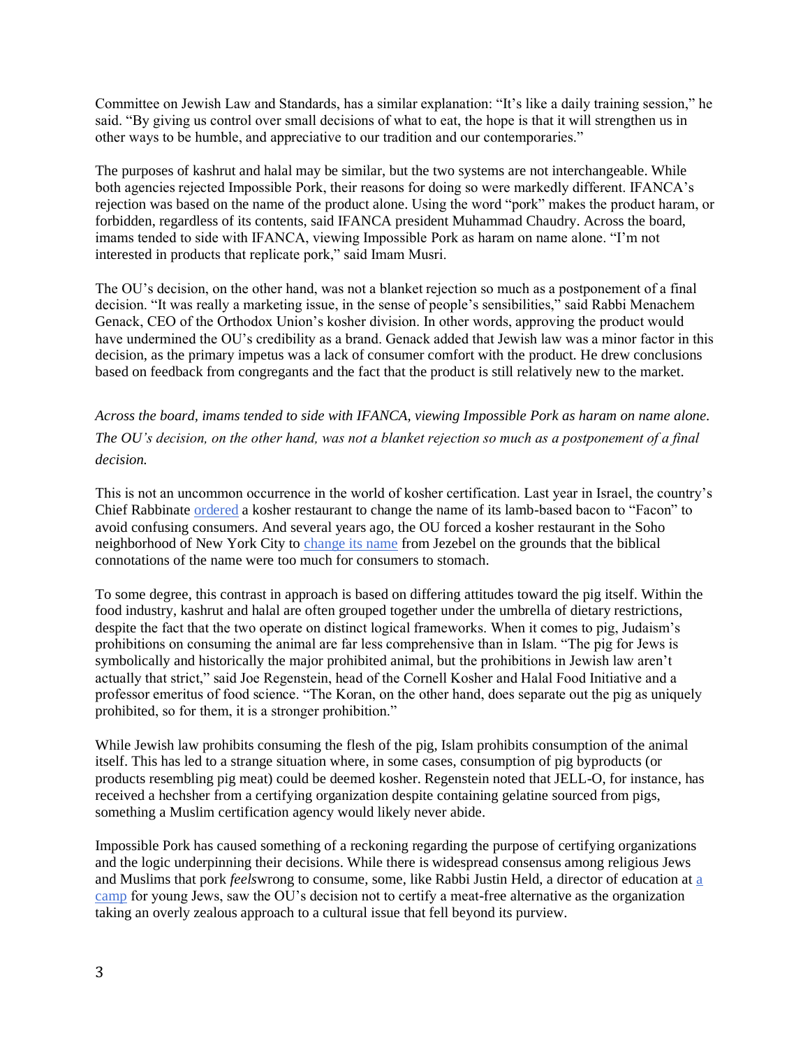Committee on Jewish Law and Standards, has a similar explanation: “It’s like a daily training session,” he said. “By giving us control over small decisions of what to eat, the hope is that it will strengthen us in other ways to be humble, and appreciative to our tradition and our contemporaries.”

The purposes of kashrut and halal may be similar, but the two systems are not interchangeable. While both agencies rejected Impossible Pork, their reasons for doing so were markedly different. IFANCA’s rejection was based on the name of the product alone. Using the word “pork” makes the product haram, or forbidden, regardless of its contents, said IFANCA president Muhammad Chaudry. Across the board, imams tended to side with IFANCA, viewing Impossible Pork as haram on name alone. “I’m not interested in products that replicate pork,” said Imam Musri.

The OU’s decision, on the other hand, was not a blanket rejection so much as a postponement of a final decision. “It was really a marketing issue, in the sense of people’s sensibilities,” said Rabbi Menachem Genack, CEO of the Orthodox Union’s kosher division. In other words, approving the product would have undermined the OU’s credibility as a brand. Genack added that Jewish law was a minor factor in this decision, as the primary impetus was a lack of consumer comfort with the product. He drew conclusions based on feedback from congregants and the fact that the product is still relatively new to the market.

*Across the board, imams tended to side with IFANCA, viewing Impossible Pork as haram on name alone. The OU’s decision, on the other hand, was not a blanket rejection so much as a postponement of a final decision.*

This is not an uncommon occurrence in the world of kosher certification. Last year in Israel, the country’s Chief Rabbinate ordered a kosher restaurant to change the name of its lamb-based bacon to “Facon” to avoid confusing consumers. And several years ago, the OU forced a kosher restaurant in the Soho neighborhood of New York City to change its name from Jezebel on the grounds that the biblical connotations of the name were too much for consumers to stomach.

To some degree, this contrast in approach is based on differing attitudes toward the pig itself. Within the food industry, kashrut and halal are often grouped together under the umbrella of dietary restrictions, despite the fact that the two operate on distinct logical frameworks. When it comes to pig, Judaism’s prohibitions on consuming the animal are far less comprehensive than in Islam. “The pig for Jews is symbolically and historically the major prohibited animal, but the prohibitions in Jewish law aren’t actually that strict,” said Joe Regenstein, head of the Cornell Kosher and Halal Food Initiative and a professor emeritus of food science. “The Koran, on the other hand, does separate out the pig as uniquely prohibited, so for them, it is a stronger prohibition.”

While Jewish law prohibits consuming the flesh of the pig, Islam prohibits consumption of the animal itself. This has led to a strange situation where, in some cases, consumption of pig byproducts (or products resembling pig meat) could be deemed kosher. Regenstein noted that JELL-O, for instance, has received a hechsher from a certifying organization despite containing gelatine sourced from pigs, something a Muslim certification agency would likely never abide.

Impossible Pork has caused something of a reckoning regarding the purpose of certifying organizations and the logic underpinning their decisions. While there is widespread consensus among religious Jews and Muslims that pork *feels* wrong to consume, some, like Rabbi Justin Held, a director of education at a camp for young Jews, saw the OU’s decision not to certify a meat-free alternative as the organization taking an overly zealous approach to a cultural issue that fell beyond its purview.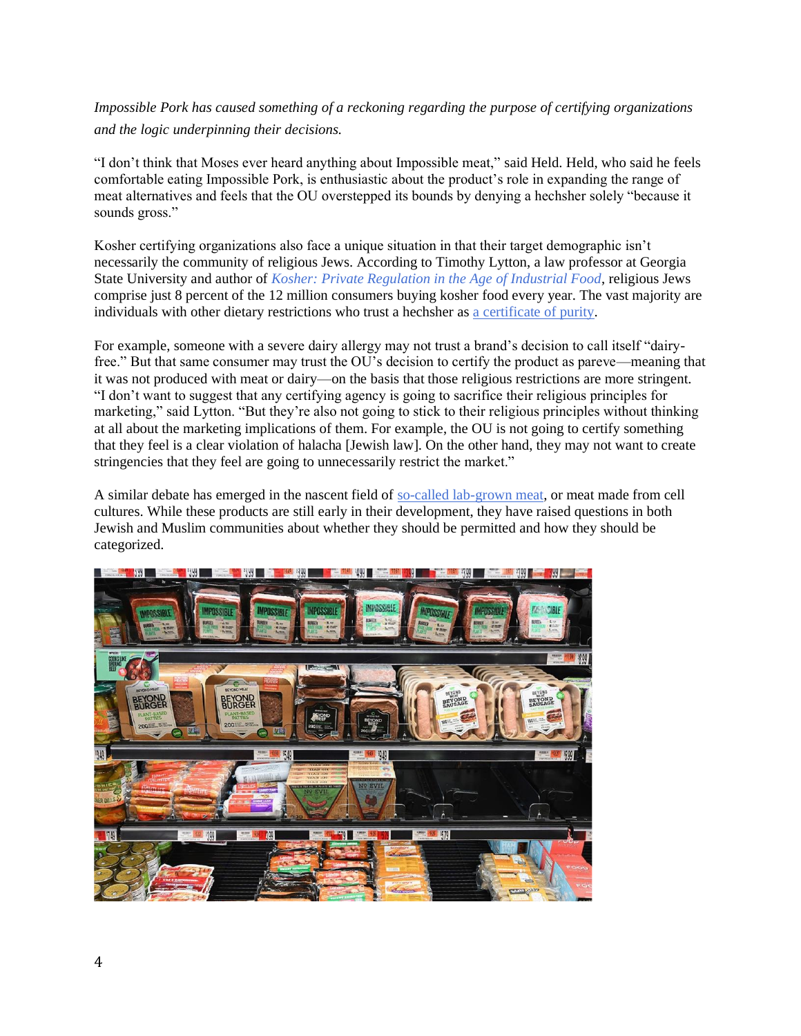*Impossible Pork has caused something of a reckoning regarding the purpose of certifying organizations and the logic underpinning their decisions.*

"I don't think that Moses ever heard anything about Impossible meat," said Held. Held, who said he feels comfortable eating Impossible Pork, is enthusiastic about the product's role in expanding the range of meat alternatives and feels that the OU overstepped its bounds by denying a hechsher solely "because it sounds gross."

Kosher certifying organizations also face a unique situation in that their target demographic isn't necessarily the community of religious Jews. According to Timothy Lytton, a law professor at Georgia State University and author of *Kosher: Private Regulation in the Age of Industrial Food*, religious Jews comprise just 8 percent of the 12 million consumers buying kosher food every year. The vast majority are individuals with other dietary restrictions who trust a hechsher as a certificate of purity.

For example, someone with a severe dairy allergy may not trust a brand's decision to call itself "dairy-free." But that same consumer may trust the OU's decision to certify the product as pareve—meaning that it was not produced with meat or dairy—on the basis that those religious restrictions are more stringent. "I don't want to suggest that any certifying agency is going to sacrifice their religious principles for marketing," said Lytton. "But they're also not going to stick to their religious principles without thinking at all about the marketing implications of them. For example, the OU is not going to certify something that they feel is a clear violation of halacha [Jewish law]. On the other hand, they may not want to create stringencies that they feel are going to unnecessarily restrict the market."

A similar debate has emerged in the nascent field of so-called lab-grown meat, or meat made from cell cultures. While these products are still early in their development, they have raised questions in both Jewish and Muslim communities about whether they should be permitted and how they should be categorized.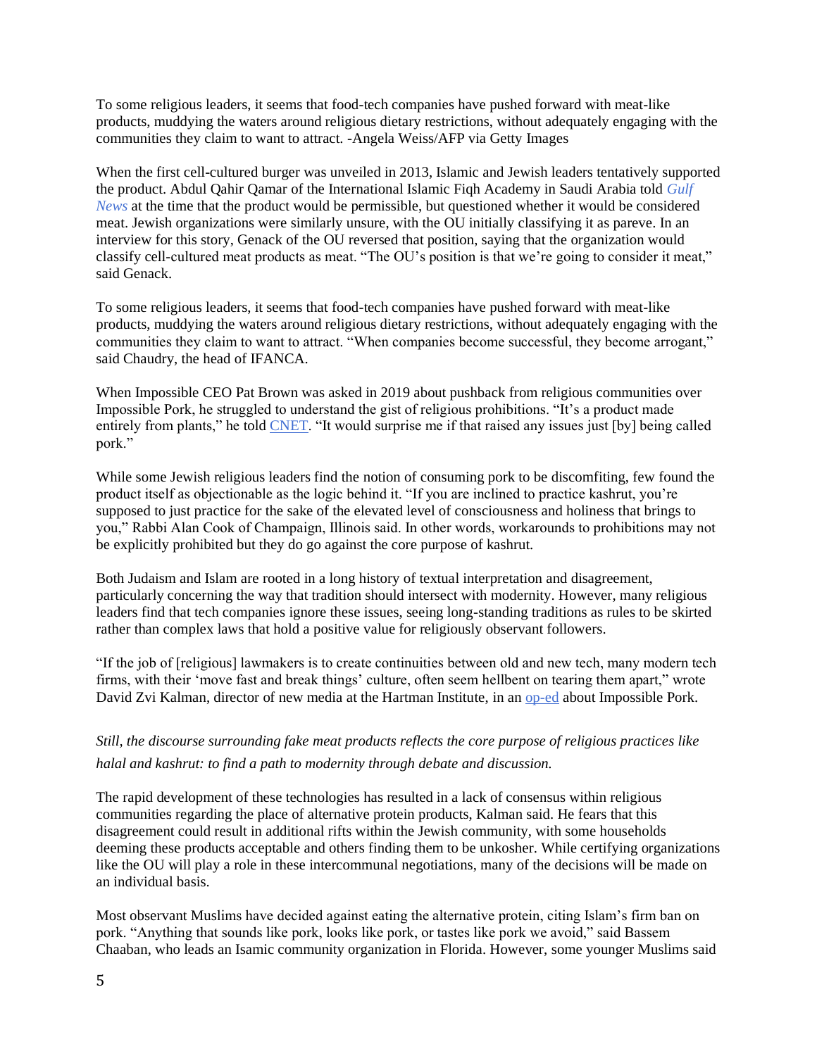To some religious leaders, it seems that food-tech companies have pushed forward with meat-like products, muddying the waters around religious dietary restrictions, without adequately engaging with the communities they claim to want to attract. -Angela Weiss/AFP via Getty Images

When the first cell-cultured burger was unveiled in 2013, Islamic and Jewish leaders tentatively supported the product. Abdul Qahir Qamar of the International Islamic Fiqh Academy in Saudi Arabia told *Gulf News* at the time that the product would be permissible, but questioned whether it would be considered meat. Jewish organizations were similarly unsure, with the OU initially classifying it as pareve. In an interview for this story, Genack of the OU reversed that position, saying that the organization would classify cell-cultured meat products as meat. "The OU's position is that we're going to consider it meat," said Genack.

To some religious leaders, it seems that food-tech companies have pushed forward with meat-like products, muddying the waters around religious dietary restrictions, without adequately engaging with the communities they claim to want to attract. "When companies become successful, they become arrogant," said Chaudry, the head of IFANCA.

When Impossible CEO Pat Brown was asked in 2019 about pushback from religious communities over Impossible Pork, he struggled to understand the gist of religious prohibitions. "It's a product made entirely from plants," he told CNET. "It would surprise me if that raised any issues just [by] being called pork."

While some Jewish religious leaders find the notion of consuming pork to be discomfiting, few found the product itself as objectionable as the logic behind it. "If you are inclined to practice kashrut, you're supposed to just practice for the sake of the elevated level of consciousness and holiness that brings to you," Rabbi Alan Cook of Champaign, Illinois said. In other words, workarounds to prohibitions may not be explicitly prohibited but they do go against the core purpose of kashrut.

Both Judaism and Islam are rooted in a long history of textual interpretation and disagreement, particularly concerning the way that tradition should intersect with modernity. However, many religious leaders find that tech companies ignore these issues, seeing long-standing traditions as rules to be skirted rather than complex laws that hold a positive value for religiously observant followers.

"If the job of [religious] lawmakers is to create continuities between old and new tech, many modern tech firms, with their 'move fast and break things' culture, often seem hellbent on tearing them apart," wrote David Zvi Kalman, director of new media at the Hartman Institute, in an op-ed about Impossible Pork.

*Still, the discourse surrounding fake meat products reflects the core purpose of religious practices like halal and kashrut: to find a path to modernity through debate and discussion.*

The rapid development of these technologies has resulted in a lack of consensus within religious communities regarding the place of alternative protein products, Kalman said. He fears that this disagreement could result in additional rifts within the Jewish community, with some households deeming these products acceptable and others finding them to be unkosher. While certifying organizations like the OU will play a role in these intercommunal negotiations, many of the decisions will be made on an individual basis.

Most observant Muslims have decided against eating the alternative protein, citing Islam's firm ban on pork. "Anything that sounds like pork, looks like pork, or tastes like pork we avoid," said Bassem Chaaban, who leads an Isamic community organization in Florida. However, some younger Muslims said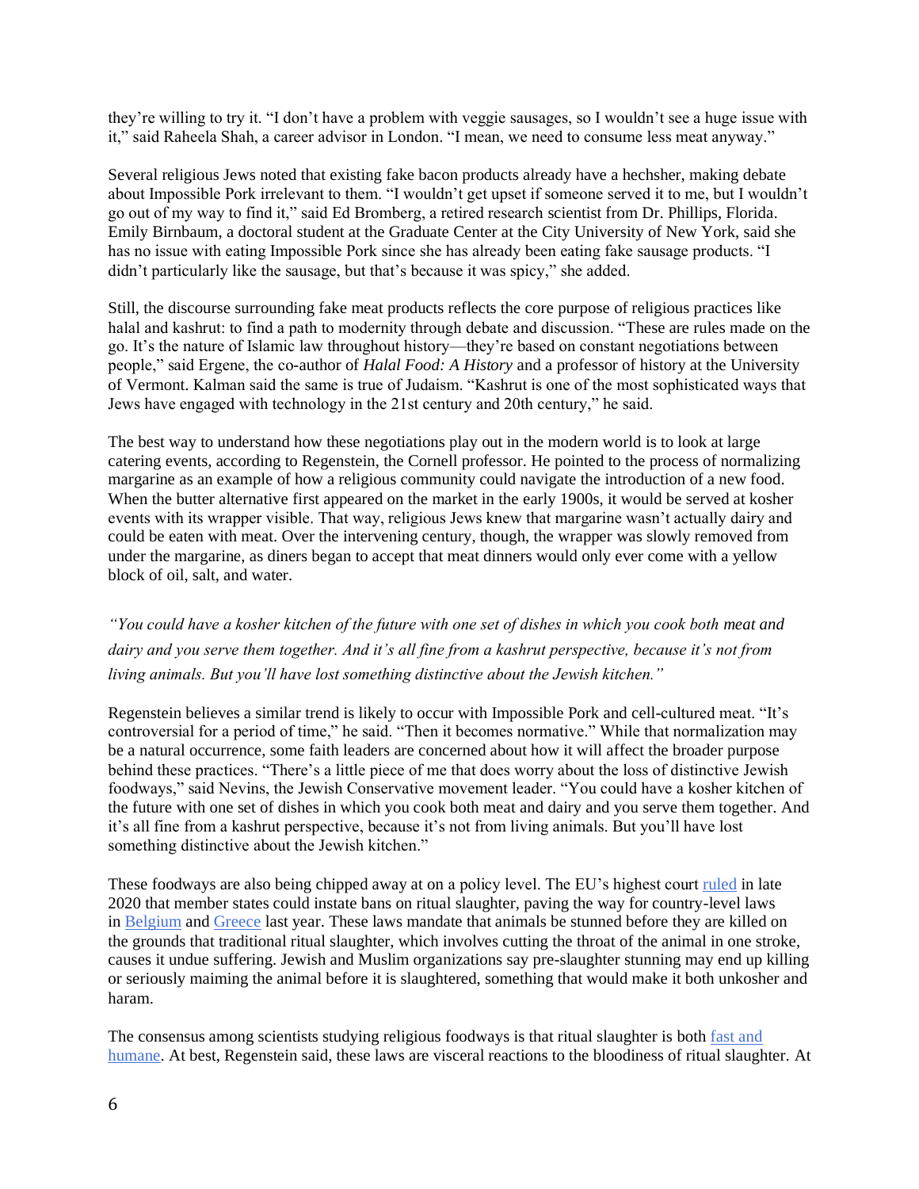they're willing to try it. "I don't have a problem with veggie sausages, so I wouldn't see a huge issue with it," said Raheela Shah, a career advisor in London. "I mean, we need to consume less meat anyway."

Several religious Jews noted that existing fake bacon products already have a hechsher, making debate about Impossible Pork irrelevant to them. "I wouldn't get upset if someone served it to me, but I wouldn't go out of my way to find it," said Ed Bromberg, a retired research scientist from Dr. Phillips, Florida. Emily Birnbaum, a doctoral student at the Graduate Center at the City University of New York, said she has no issue with eating Impossible Pork since she has already been eating fake sausage products. "I didn't particularly like the sausage, but that's because it was spicy," she added.

Still, the discourse surrounding fake meat products reflects the core purpose of religious practices like halal and kashrut: to find a path to modernity through debate and discussion. "These are rules made on the go. It's the nature of Islamic law throughout history—they're based on constant negotiations between people," said Ergene, the co-author of *Halal Food: A History* and a professor of history at the University of Vermont. Kalman said the same is true of Judaism. "Kashrut is one of the most sophisticated ways that Jews have engaged with technology in the 21st century and 20th century," he said.

The best way to understand how these negotiations play out in the modern world is to look at large catering events, according to Regenstein, the Cornell professor. He pointed to the process of normalizing margarine as an example of how a religious community could navigate the introduction of a new food. When the butter alternative first appeared on the market in the early 1900s, it would be served at kosher events with its wrapper visible. That way, religious Jews knew that margarine wasn't actually dairy and could be eaten with meat. Over the intervening century, though, the wrapper was slowly removed from under the margarine, as diners began to accept that meat dinners would only ever come with a yellow block of oil, salt, and water.

*"You could have a kosher kitchen of the future with one set of dishes in which you cook both meat and dairy and you serve them together. And it's all fine from a kashrut perspective, because it's not from living animals. But you'll have lost something distinctive about the Jewish kitchen."*

Regenstein believes a similar trend is likely to occur with Impossible Pork and cell-cultured meat. "It's controversial for a period of time," he said. "Then it becomes normative." While that normalization may be a natural occurrence, some faith leaders are concerned about how it will affect the broader purpose behind these practices. "There's a little piece of me that does worry about the loss of distinctive Jewish foodways," said Nevins, the Jewish Conservative movement leader. "You could have a kosher kitchen of the future with one set of dishes in which you cook both meat and dairy and you serve them together. And it's all fine from a kashrut perspective, because it's not from living animals. But you'll have lost something distinctive about the Jewish kitchen."

These foodways are also being chipped away at on a policy level. The EU's highest court ruled in late 2020 that member states could instate bans on ritual slaughter, paving the way for country-level laws in Belgium and Greece last year. These laws mandate that animals be stunned before they are killed on the grounds that traditional ritual slaughter, which involves cutting the throat of the animal in one stroke, causes it undue suffering. Jewish and Muslim organizations say pre-slaughter stunning may end up killing or seriously maiming the animal before it is slaughtered, something that would make it both unkosher and haram.

The consensus among scientists studying religious foodways is that ritual slaughter is both fast and humane. At best, Regenstein said, these laws are visceral reactions to the bloodiness of ritual slaughter. At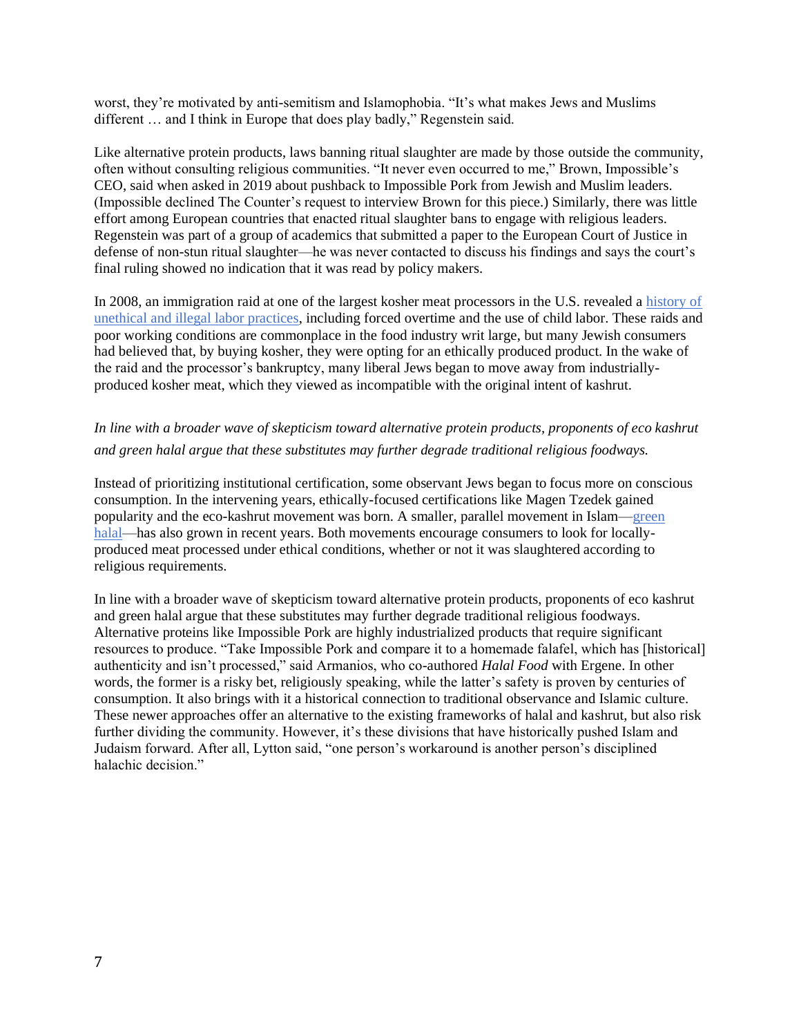worst, they're motivated by anti-semitism and Islamophobia. "It's what makes Jews and Muslims different … and I think in Europe that does play badly," Regenstein said.

Like alternative protein products, laws banning ritual slaughter are made by those outside the community, often without consulting religious communities. "It never even occurred to me," Brown, Impossible's CEO, said when asked in 2019 about pushback to Impossible Pork from Jewish and Muslim leaders. (Impossible declined The Counter's request to interview Brown for this piece.) Similarly, there was little effort among European countries that enacted ritual slaughter bans to engage with religious leaders. Regenstein was part of a group of academics that submitted a paper to the European Court of Justice in defense of non-stun ritual slaughter—he was never contacted to discuss his findings and says the court's final ruling showed no indication that it was read by policy makers.

In 2008, an immigration raid at one of the largest kosher meat processors in the U.S. revealed a [history of unethical and illegal labor practices](), including forced overtime and the use of child labor. These raids and poor working conditions are commonplace in the food industry writ large, but many Jewish consumers had believed that, by buying kosher, they were opting for an ethically produced product. In the wake of the raid and the processor's bankruptcy, many liberal Jews began to move away from industrially-produced kosher meat, which they viewed as incompatible with the original intent of kashrut.

*In line with a broader wave of skepticism toward alternative protein products, proponents of eco kashrut and green halal argue that these substitutes may further degrade traditional religious foodways.*

Instead of prioritizing institutional certification, some observant Jews began to focus more on conscious consumption. In the intervening years, ethically-focused certifications like Magen Tzedek gained popularity and the eco-kashrut movement was born. A smaller, parallel movement in Islam—[green halal]()—has also grown in recent years. Both movements encourage consumers to look for locally-produced meat processed under ethical conditions, whether or not it was slaughtered according to religious requirements.

In line with a broader wave of skepticism toward alternative protein products, proponents of eco kashrut and green halal argue that these substitutes may further degrade traditional religious foodways. Alternative proteins like Impossible Pork are highly industrialized products that require significant resources to produce. "Take Impossible Pork and compare it to a homemade falafel, which has [historical] authenticity and isn't processed," said Armanios, who co-authored *Halal Food* with Ergene. In other words, the former is a risky bet, religiously speaking, while the latter's safety is proven by centuries of consumption. It also brings with it a historical connection to traditional observance and Islamic culture. These newer approaches offer an alternative to the existing frameworks of halal and kashrut, but also risk further dividing the community. However, it's these divisions that have historically pushed Islam and Judaism forward. After all, Lytton said, "one person's workaround is another person's disciplined halachic decision."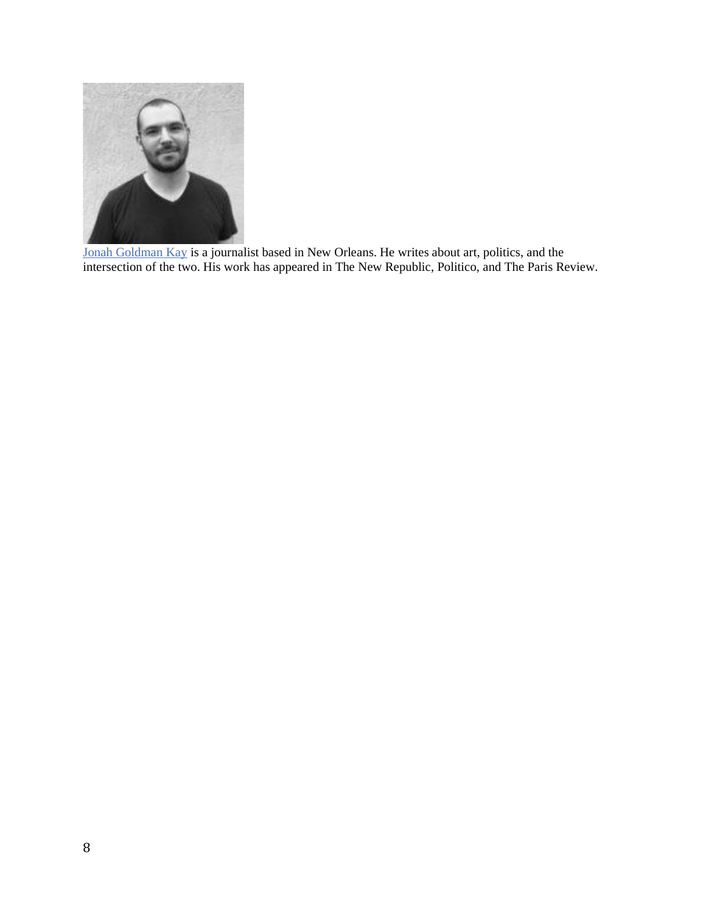[Jonah Goldman Kay](#) is a journalist based in New Orleans. He writes about art, politics, and the intersection of the two. His work has appeared in The New Republic, Politico, and The Paris Review.